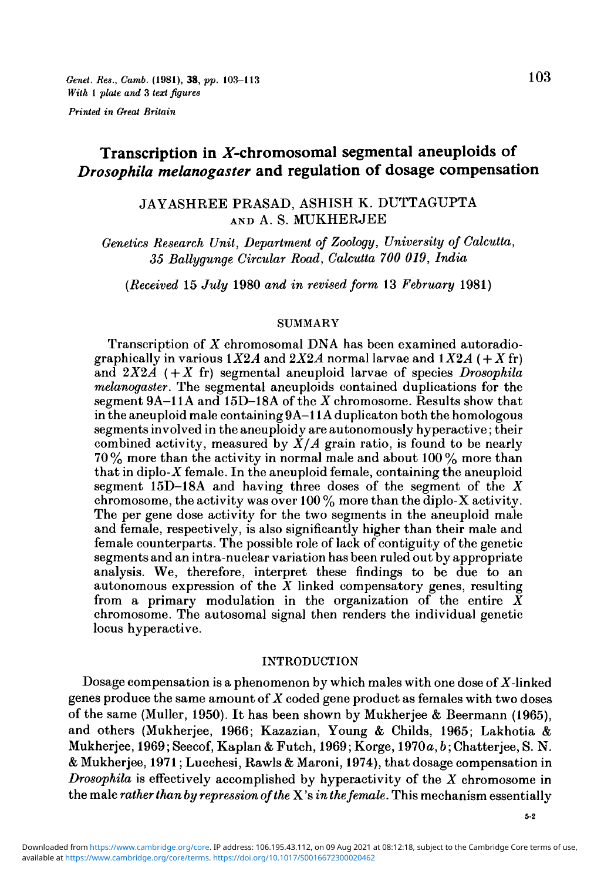# Transcription in *X*-chromosomal segmental aneuploids of *Drosophila melanogaster* and regulation of dosage compensation

JAYASHREE PRASAD, ASHISH K. DUTTAGUPTA AND A. S. MUKHERJEE

*Genetics Research Unit, Department of Zoology, University of Calcutta, 35 Ballygunge Circular Road, Calcutta 700 019, India*

(*Received* 15 *July* 1980 *and in revised form* 13 *February* 1981)

## SUMMARY

Transcription of *X* chromosomal DNA has been examined autoradiographically in various 1*X*2*A* and 2*X*2*A* normal larvae and 1*X*2*A* (+*X* fr) and 2*X*2*A* (+*X* fr) segmental aneuploid larvae of species *Drosophila melanogaster*. The segmental aneuploids contained duplications for the segment 9A–11A and 15D–18A of the *X* chromosome. Results show that in the aneuploid male containing 9A–11A duplicaton both the homologous segments involved in the aneuploidy are autonomously hyperactive; their combined activity, measured by *X*/*A* grain ratio, is found to be nearly 70% more than the activity in normal male and about 100% more than that in diplo-*X* female. In the aneuploid female, containing the aneuploid segment 15D–18A and having three doses of the segment of the *X* chromosome, the activity was over 100% more than the diplo-X activity. The per gene dose activity for the two segments in the aneuploid male and female, respectively, is also significantly higher than their male and female counterparts. The possible role of lack of contiguity of the genetic segments and an intra-nuclear variation has been ruled out by appropriate analysis. We, therefore, interpret these findings to be due to an autonomous expression of the *X* linked compensatory genes, resulting from a primary modulation in the organization of the entire *X* chromosome. The autosomal signal then renders the individual genetic locus hyperactive.

## INTRODUCTION

Dosage compensation is a phenomenon by which males with one dose of *X*-linked genes produce the same amount of *X* coded gene product as females with two doses of the same (Muller, 1950). It has been shown by Mukherjee & Beermann (1965), and others (Mukherjee, 1966; Kazazian, Young & Childs, 1965; Lakhotia & Mukherjee, 1969; Seecof, Kaplan & Futch, 1969; Korge, 1970*a*, *b*; Chatterjee, S. N. & Mukherjee, 1971; Lucchesi, Rawls & Maroni, 1974), that dosage compensation in *Drosophila* is effectively accomplished by hyperactivity of the *X* chromosome in the male *rather than by repression of the* X's *in the female*. This mechanism essentially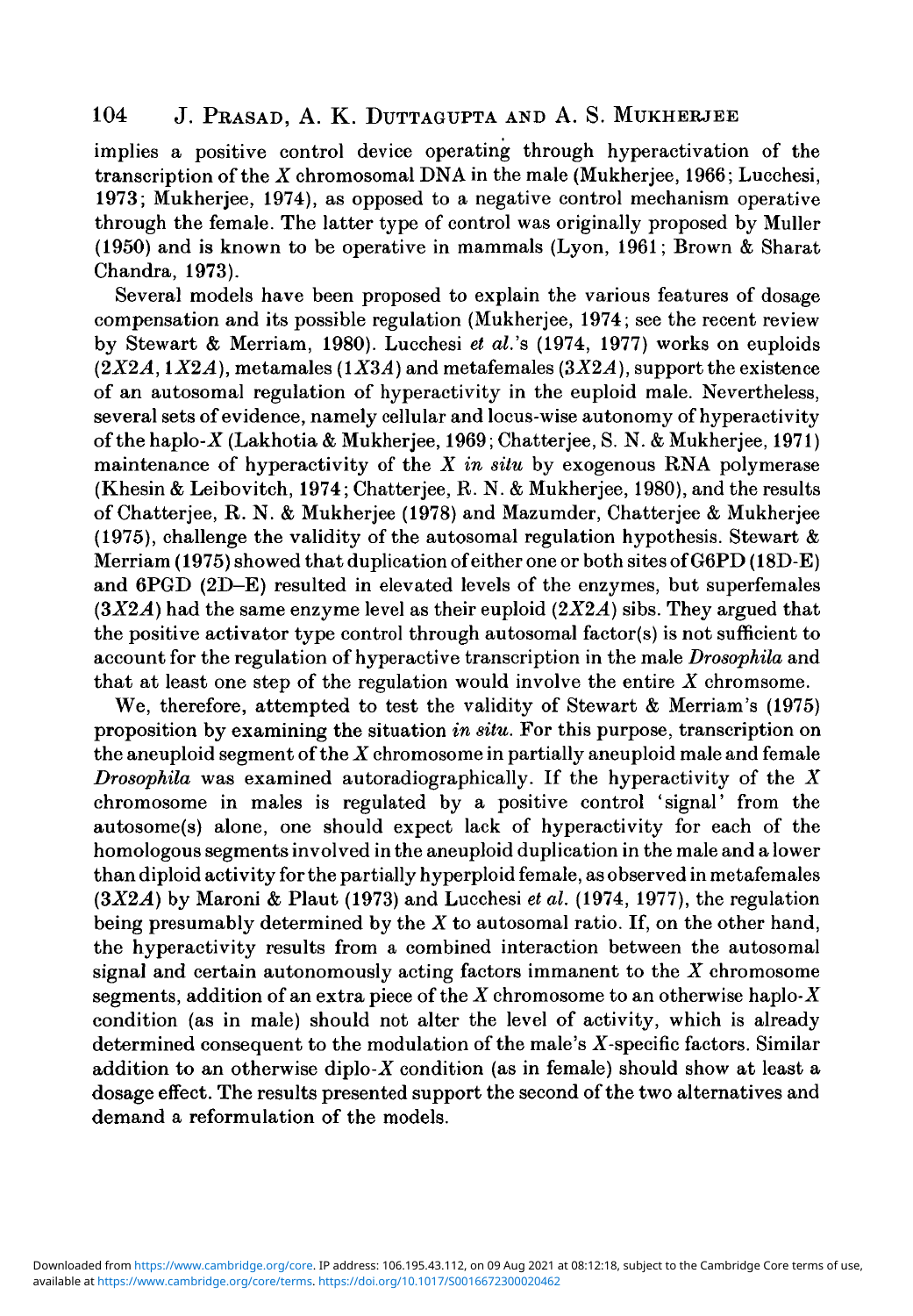implies a positive control device operating through hyperactivation of the transcription of the *X* chromosomal DNA in the male (Mukherjee, 1966; Lucchesi, 1973; Mukherjee, 1974), as opposed to a negative control mechanism operative through the female. The latter type of control was originally proposed by Muller (1950) and is known to be operative in mammals (Lyon, 1961; Brown & Sharat Chandra, 1973).

Several models have been proposed to explain the various features of dosage compensation and its possible regulation (Mukherjee, 1974; see the recent review by Stewart & Merriam, 1980). Lucchesi *et al.*'s (1974, 1977) works on euploids ($2X2A$, $1X2A$), metamales ($1X3A$) and metafemales ($3X2A$), support the existence of an autosomal regulation of hyperactivity in the euploid male. Nevertheless, several sets of evidence, namely cellular and locus-wise autonomy of hyperactivity of the haplo-*X* (Lakhotia & Mukherjee, 1969; Chatterjee, S. N. & Mukherjee, 1971) maintenance of hyperactivity of the *X in situ* by exogenous RNA polymerase (Khesin & Leibovitch, 1974; Chatterjee, R. N. & Mukherjee, 1980), and the results of Chatterjee, R. N. & Mukherjee (1978) and Mazumder, Chatterjee & Mukherjee (1975), challenge the validity of the autosomal regulation hypothesis. Stewart & Merriam (1975) showed that duplication of either one or both sites of G6PD (18D-E) and 6PGD (2D–E) resulted in elevated levels of the enzymes, but superfemales ($3X2A$) had the same enzyme level as their euploid ($2X2A$) sibs. They argued that the positive activator type control through autosomal factor(s) is not sufficient to account for the regulation of hyperactive transcription in the male *Drosophila* and that at least one step of the regulation would involve the entire *X* chromsome.

We, therefore, attempted to test the validity of Stewart & Merriam's (1975) proposition by examining the situation *in situ*. For this purpose, transcription on the aneuploid segment of the *X* chromosome in partially aneuploid male and female *Drosophila* was examined autoradiographically. If the hyperactivity of the *X* chromosome in males is regulated by a positive control 'signal' from the autosome(s) alone, one should expect lack of hyperactivity for each of the homologous segments involved in the aneuploid duplication in the male and a lower than diploid activity for the partially hyperploid female, as observed in metafemales ($3X2A$) by Maroni & Plaut (1973) and Lucchesi *et al.* (1974, 1977), the regulation being presumably determined by the *X* to autosomal ratio. If, on the other hand, the hyperactivity results from a combined interaction between the autosomal signal and certain autonomously acting factors immanent to the *X* chromosome segments, addition of an extra piece of the *X* chromosome to an otherwise haplo-*X* condition (as in male) should not alter the level of activity, which is already determined consequent to the modulation of the male's *X*-specific factors. Similar addition to an otherwise diplo-*X* condition (as in female) should show at least a dosage effect. The results presented support the second of the two alternatives and demand a reformulation of the models.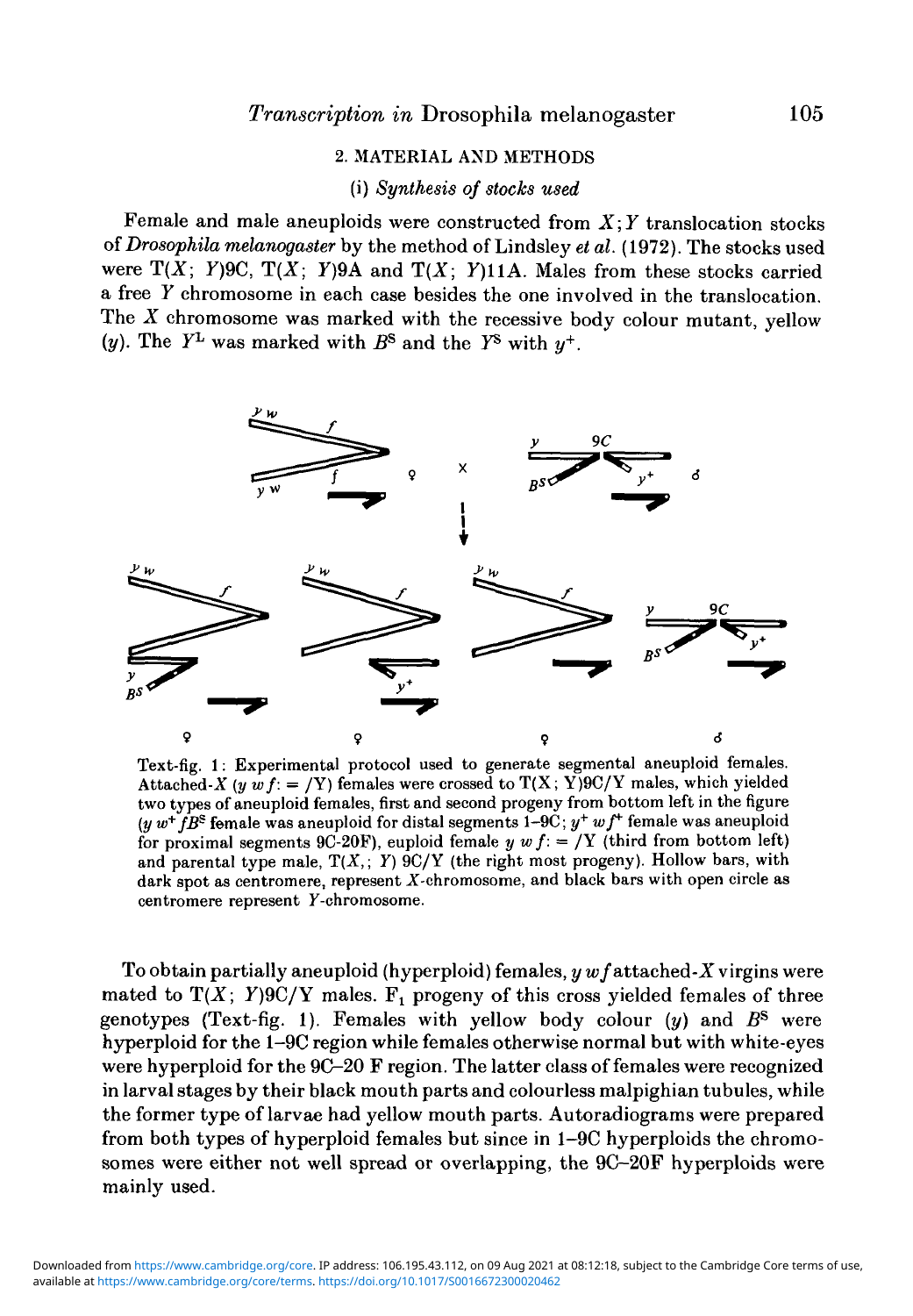## 2. MATERIAL AND METHODS

### (i) *Synthesis of stocks used*

Female and male aneuploids were constructed from $X;Y$ translocation stocks of *Drosophila melanogaster* by the method of Lindsley *et al.* (1972). The stocks used were T($X$; $Y$)9C, T($X$; $Y$)9A and T($X$; $Y$)11A. Males from these stocks carried a free $Y$ chromosome in each case besides the one involved in the translocation. The $X$ chromosome was marked with the recessive body colour mutant, yellow ($y$). The $Y^L$ was marked with $B^S$ and the $Y^S$ with $y^+$.

Text-fig. 1: Experimental protocol used to generate segmental aneuploid females. Attached-$X$ ($y\ w\ f$: = /Y) females were crossed to T(X; Y)9C/Y males, which yielded two types of aneuploid females, first and second progeny from bottom left in the figure ($y\ w^+\ fB^S$ female was aneuploid for distal segments 1–9C; $y^+\ w\ f^+$ female was aneuploid for proximal segments 9C-20F), euploid female $y\ w\ f$: = /Y (third from bottom left) and parental type male, T($X$,; $Y$) 9C/Y (the right most progeny). Hollow bars, with dark spot as centromere, represent $X$-chromosome, and black bars with open circle as centromere represent $Y$-chromosome.

To obtain partially aneuploid (hyperploid) females, $y\ w\ f$ attached-$X$ virgins were mated to T($X$; $Y$)9C/Y males. $F_1$ progeny of this cross yielded females of three genotypes (Text-fig. 1). Females with yellow body colour ($y$) and $B^S$ were hyperploid for the 1–9C region while females otherwise normal but with white-eyes were hyperploid for the 9C–20 F region. The latter class of females were recognized in larval stages by their black mouth parts and colourless malpighian tubules, while the former type of larvae had yellow mouth parts. Autoradiograms were prepared from both types of hyperploid females but since in 1–9C hyperploids the chromosomes were either not well spread or overlapping, the 9C–20F hyperploids were mainly used.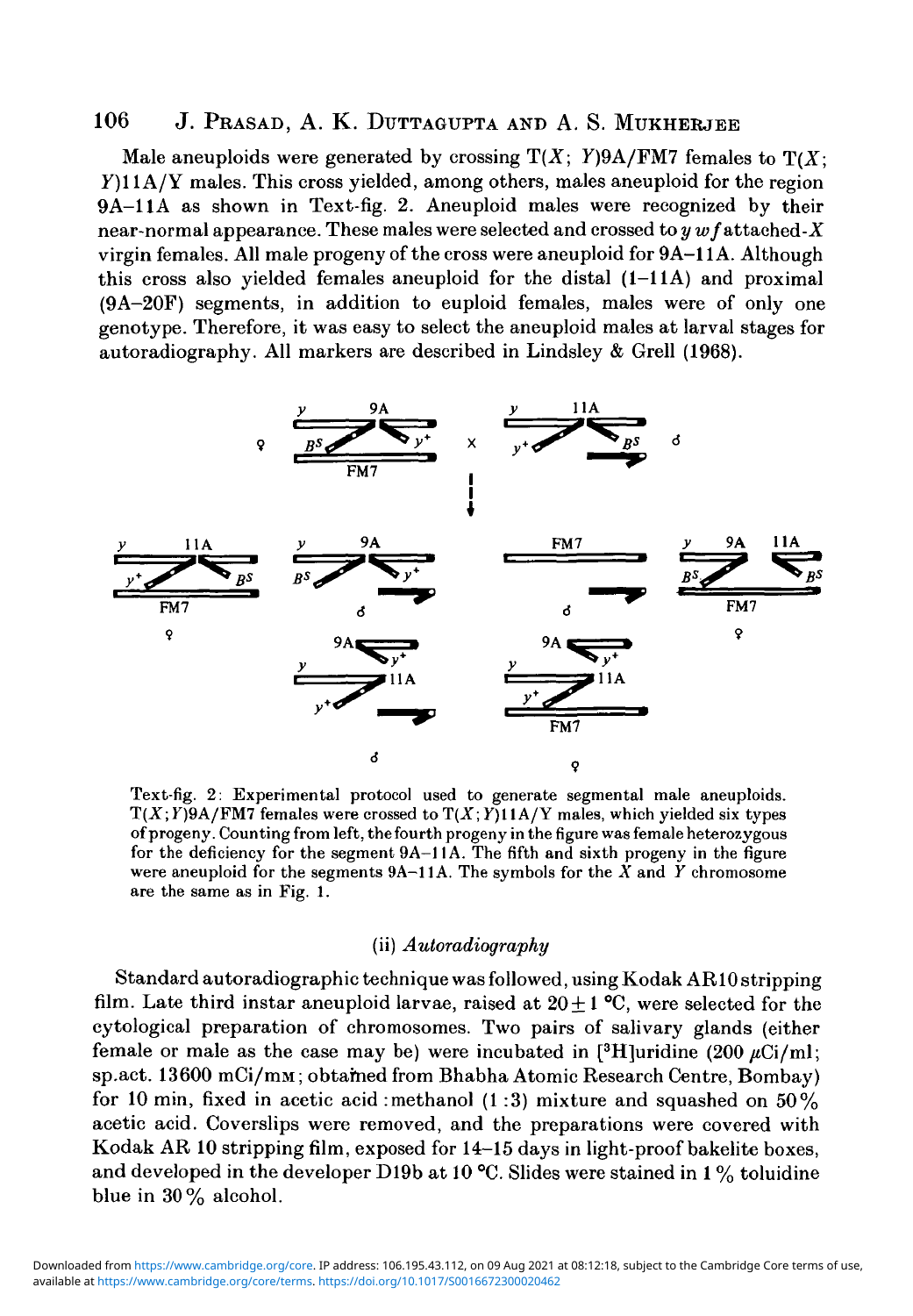Male aneuploids were generated by crossing T(*X*; *Y*)9A/FM7 females to T(*X*; *Y*)11A/Y males. This cross yielded, among others, males aneuploid for the region 9A–11A as shown in Text-fig. 2. Aneuploid males were recognized by their near-normal appearance. These males were selected and crossed to *y w f* attached-*X* virgin females. All male progeny of the cross were aneuploid for 9A–11A. Although this cross also yielded females aneuploid for the distal (1–11A) and proximal (9A–20F) segments, in addition to euploid females, males were of only one genotype. Therefore, it was easy to select the aneuploid males at larval stages for autoradiography. All markers are described in Lindsley & Grell (1968).

Text-fig. 2. Experimental protocol used to generate segmental male aneuploids. T(*X*;*Y*)9A/FM7 females were crossed to T(*X*;*Y*)11A/Y males, which yielded six types of progeny. Counting from left, the fourth progeny in the figure was female heterozygous for the deficiency for the segment 9A–11A. The fifth and sixth progeny in the figure were aneuploid for the segments 9A–11A. The symbols for the *X* and *Y* chromosome are the same as in Fig. 1.

### (ii) *Autoradiography*

Standard autoradiographic technique was followed, using Kodak AR10 stripping film. Late third instar aneuploid larvae, raised at $20 \pm 1$ °C, were selected for the cytological preparation of chromosomes. Two pairs of salivary glands (either female or male as the case may be) were incubated in [$^3$H]uridine (200 $\mu$Ci/ml; sp.act. 13600 mCi/mM; obtained from Bhabha Atomic Research Centre, Bombay) for 10 min, fixed in acetic acid : methanol (1 : 3) mixture and squashed on 50% acetic acid. Coverslips were removed, and the preparations were covered with Kodak AR 10 stripping film, exposed for 14–15 days in light-proof bakelite boxes, and developed in the developer D19b at 10 °C. Slides were stained in 1% toluidine blue in 30% alcohol.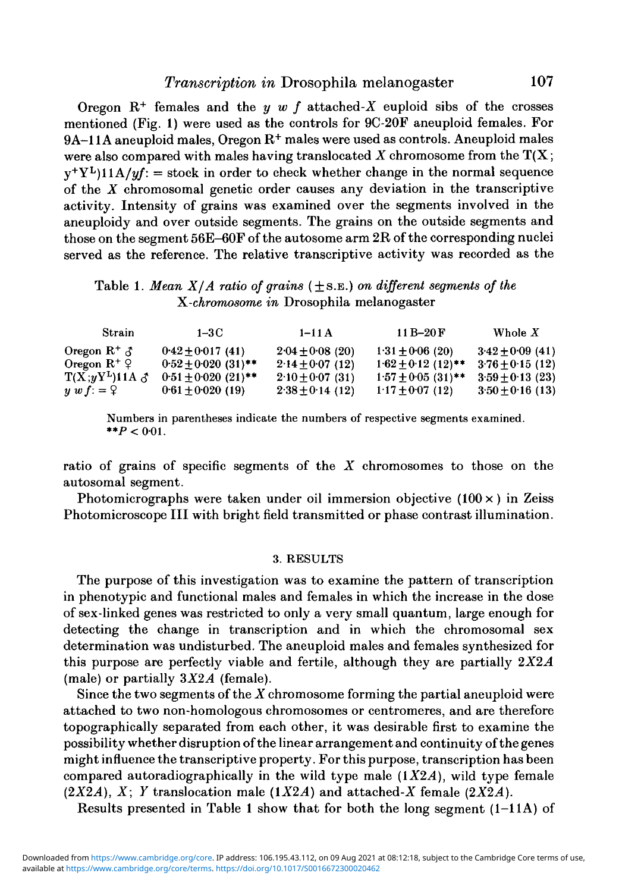Oregon $R^+$ females and the *y w f* attached-*X* euploid sibs of the crosses mentioned (Fig. 1) were used as the controls for 9C–20F aneuploid females. For 9A–11A aneuploid males, Oregon $R^+$ males were used as controls. Aneuploid males were also compared with males having translocated *X* chromosome from the T(X; $y^+Y^L$)11A/*yf*: = stock in order to check whether change in the normal sequence of the *X* chromosomal genetic order causes any deviation in the transcriptive activity. Intensity of grains was examined over the segments involved in the aneuploidy and over outside segments. The grains on the outside segments and those on the segment 56E–60F of the autosome arm 2R of the corresponding nuclei served as the reference. The relative transcriptive activity was recorded as the ratio of grains of specific segments of the *X* chromosomes to those on the autosomal segment.

Table 1. *Mean X/A ratio of grains* (±S.E.) *on different segments of the X-chromosome in* Drosophila melanogaster

| Strain | 1–3C | 1–11A | 11B–20F | Whole *X* |
|---|---|---|---|---|
| Oregon $R^+$ ♂ | 0·42 ± 0·017 (41) | 2·04 ± 0·08 (20) | 1·31 ± 0·06 (20) | 3·42 ± 0·09 (41) |
| Oregon $R^+$ ♀ | 0·52 ± 0·020 (31)** | 2·14 ± 0·07 (12) | 1·62 ± 0·12 (12)** | 3·76 ± 0·15 (12) |
| T(X;$yY^L$)11A ♂ | 0·51 ± 0·020 (21)** | 2·10 ± 0·07 (31) | 1·57 ± 0·05 (31)** | 3·59 ± 0·13 (23) |
| *y w f*: = ♀ | 0·61 ± 0·020 (19) | 2·38 ± 0·14 (12) | 1·17 ± 0·07 (12) | 3·50 ± 0·16 (13) |

Numbers in parentheses indicate the numbers of respective segments examined.
**$P < 0·01$.

Photomicrographs were taken under oil immersion objective (100 ×) in Zeiss Photomicroscope III with bright field transmitted or phase contrast illumination.

## 3. RESULTS

The purpose of this investigation was to examine the pattern of transcription in phenotypic and functional males and females in which the increase in the dose of sex-linked genes was restricted to only a very small quantum, large enough for detecting the change in transcription and in which the chromosomal sex determination was undisturbed. The aneuploid males and females synthesized for this purpose are perfectly viable and fertile, although they are partially *2X2A* (male) or partially *3X2A* (female).

Since the two segments of the *X* chromosome forming the partial aneuploid were attached to two non-homologous chromosomes or centromeres, and are therefore topographically separated from each other, it was desirable first to examine the possibility whether disruption of the linear arrangement and continuity of the genes might influence the transcriptive property. For this purpose, transcription has been compared autoradiographically in the wild type male (*1X2A*), wild type female (*2X2A*), *X*; *Y* translocation male (*1X2A*) and attached-*X* female (*2X2A*).

Results presented in Table 1 show that for both the long segment (1–11A) of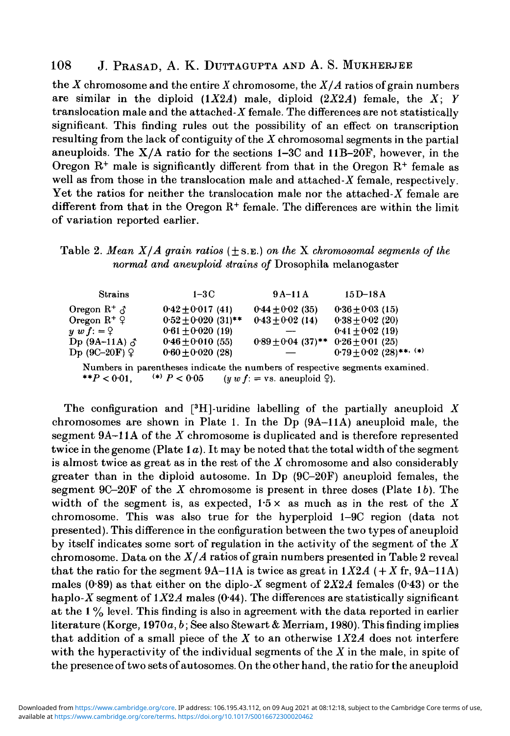the $X$ chromosome and the entire $X$ chromosome, the $X/A$ ratios of grain numbers are similar in the diploid ($1X2A$) male, diploid ($2X2A$) female, the $X$; $Y$ translocation male and the attached-$X$ female. The differences are not statistically significant. This finding rules out the possibility of an effect on transcription resulting from the lack of contiguity of the $X$ chromosomal segments in the partial aneuploids. The X/A ratio for the sections 1–3C and 11B–20F, however, in the Oregon R$^+$ male is significantly different from that in the Oregon R$^+$ female as well as from those in the translocation male and attached-$X$ female, respectively. Yet the ratios for neither the translocation male nor the attached-$X$ female are different from that in the Oregon R$^+$ female. The differences are within the limit of variation reported earlier.

Table 2. *Mean X/A grain ratios* (± S.E.) *on the* X *chromosomal segments of the normal and aneuploid strains of* Drosophila melanogaster

| Strains | 1–3C | 9A–11A | 15D–18A |
|---|---|---|---|
| Oregon R$^+$ ♂ | 0·42 ± 0·017 (41) | 0·44 ± 0·02 (35) | 0·36 ± 0·03 (15) |
| Oregon R$^+$ ♀ | 0·52 ± 0·020 (31)** | 0·43 ± 0·02 (14) | 0·38 ± 0·02 (20) |
| *y w f*: = ♀ | 0·61 ± 0·020 (19) | — | 0·41 ± 0·02 (19) |
| Dp (9A–11A) ♂ | 0·46 ± 0·010 (55) | 0·89 ± 0·04 (37)** | 0·26 ± 0·01 (25) |
| Dp (9C–20F) ♀ | 0·60 ± 0·020 (28) | — | 0·79 ± 0·02 (28)**, (*) |

Numbers in parentheses indicate the numbers of respective segments examined.
**$P < 0·01$, (*) $P < 0·05$ (*y w f*: = vs. aneuploid ♀).

The configuration and [$^3$H]-uridine labelling of the partially aneuploid $X$ chromosomes are shown in Plate 1. In the Dp (9A–11A) aneuploid male, the segment 9A–11A of the $X$ chromosome is duplicated and is therefore represented twice in the genome (Plate 1*a*). It may be noted that the total width of the segment is almost twice as great as in the rest of the $X$ chromosome and also considerably greater than in the diploid autosome. In Dp (9C–20F) aneuploid females, the segment 9C–20F of the $X$ chromosome is present in three doses (Plate 1*b*). The width of the segment is, as expected, 1·5 × as much as in the rest of the $X$ chromosome. This was also true for the hyperploid 1–9C region (data not presented). This difference in the configuration between the two types of aneuploid by itself indicates some sort of regulation in the activity of the segment of the $X$ chromosome. Data on the $X/A$ ratios of grain numbers presented in Table 2 reveal that the ratio for the segment 9A–11A is twice as great in $1X2A$ (+ $X$ fr, 9A–11A) males (0·89) as that either on the diplo-$X$ segment of $2X2A$ females (0·43) or the haplo-$X$ segment of $1X2A$ males (0·44). The differences are statistically significant at the 1% level. This finding is also in agreement with the data reported in earlier literature (Korge, 1970*a*, *b*; See also Stewart & Merriam, 1980). This finding implies that addition of a small piece of the $X$ to an otherwise $1X2A$ does not interfere with the hyperactivity of the individual segments of the $X$ in the male, in spite of the presence of two sets of autosomes. On the other hand, the ratio for the aneuploid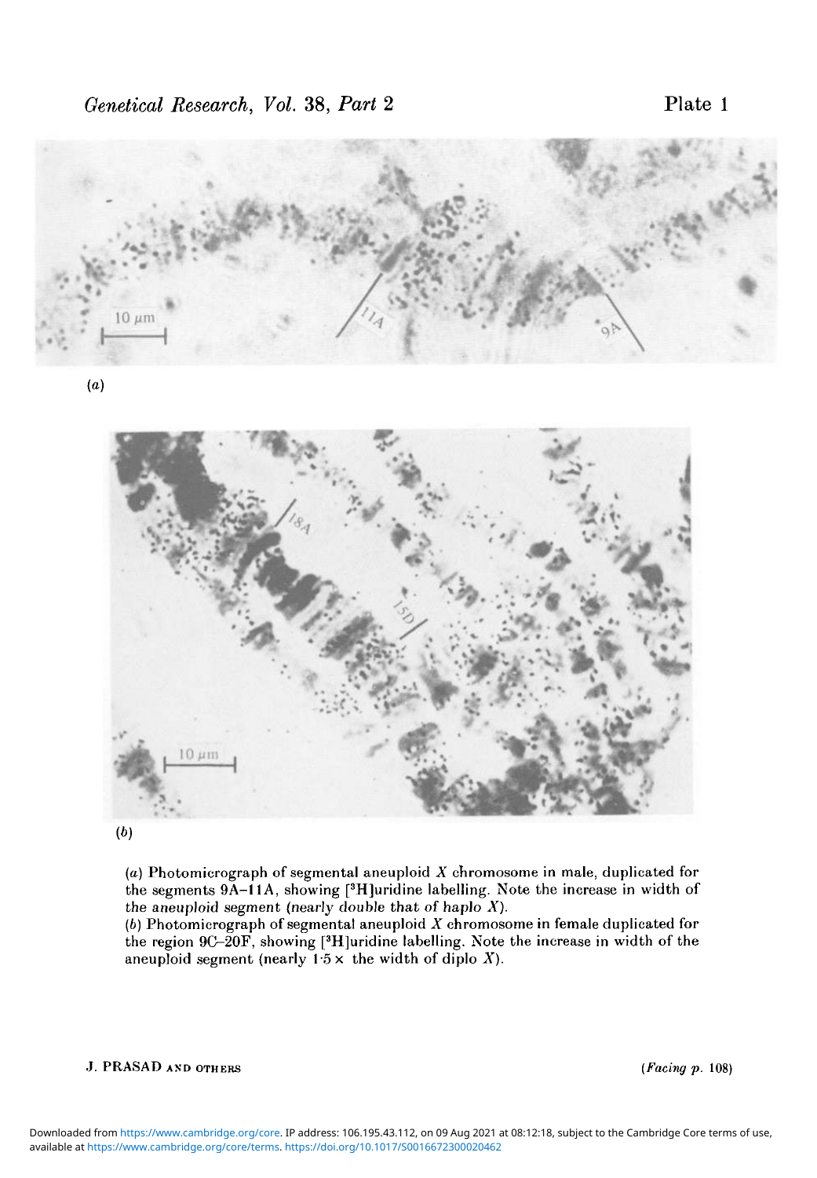(*a*)

(*b*)

(*a*) Photomicrograph of segmental aneuploid *X* chromosome in male, duplicated for the segments 9A–11A, showing [$^3$H]uridine labelling. Note the increase in width of the aneuploid segment (nearly double that of haplo *X*).
(*b*) Photomicrograph of segmental aneuploid *X* chromosome in female duplicated for the region 9C–20F, showing [$^3$H]uridine labelling. Note the increase in width of the aneuploid segment (nearly 1·5 × the width of diplo *X*).

J. PRASAD AND OTHERS (*Facing p.* 108)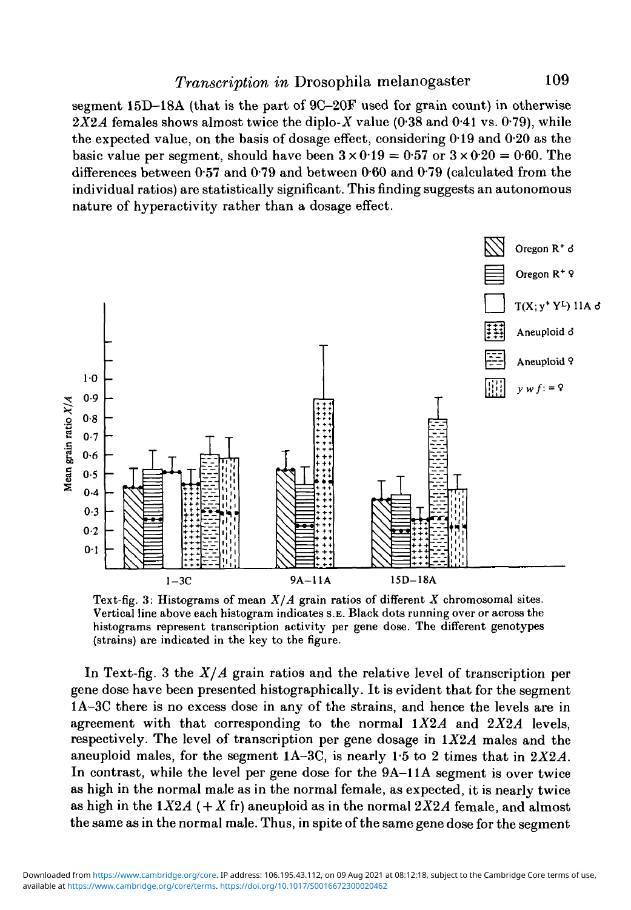segment 15D–18A (that is the part of 9C–20F used for grain count) in otherwise $2X2A$ females shows almost twice the diplo-$X$ value (0·38 and 0·41 vs. 0·79), while the expected value, on the basis of dosage effect, considering 0·19 and 0·20 as the basic value per segment, should have been $3 \times 0{\cdot}19 = 0{\cdot}57$ or $3 \times 0{\cdot}20 = 0{\cdot}60$. The differences between 0·57 and 0·79 and between 0·60 and 0·79 (calculated from the individual ratios) are statistically significant. This finding suggests an autonomous nature of hyperactivity rather than a dosage effect.

Text-fig. 3: Histograms of mean $X/A$ grain ratios of different $X$ chromosomal sites. Vertical line above each histogram indicates S.E. Black dots running over or across the histograms represent transcription activity per gene dose. The different genotypes (strains) are indicated in the key to the figure.

In Text-fig. 3 the $X/A$ grain ratios and the relative level of transcription per gene dose have been presented histographically. It is evident that for the segment 1A–3C there is no excess dose in any of the strains, and hence the levels are in agreement with that corresponding to the normal $1X2A$ and $2X2A$ levels, respectively. The level of transcription per gene dosage in $1X2A$ males and the aneuploid males, for the segment 1A–3C, is nearly 1·5 to 2 times that in $2X2A$. In contrast, while the level per gene dose for the 9A–11A segment is over twice as high in the normal male as in the normal female, as expected, it is nearly twice as high in the $1X2A$ ($+X$ fr) aneuploid as in the normal $2X2A$ female, and almost the same as in the normal male. Thus, in spite of the same gene dose for the segment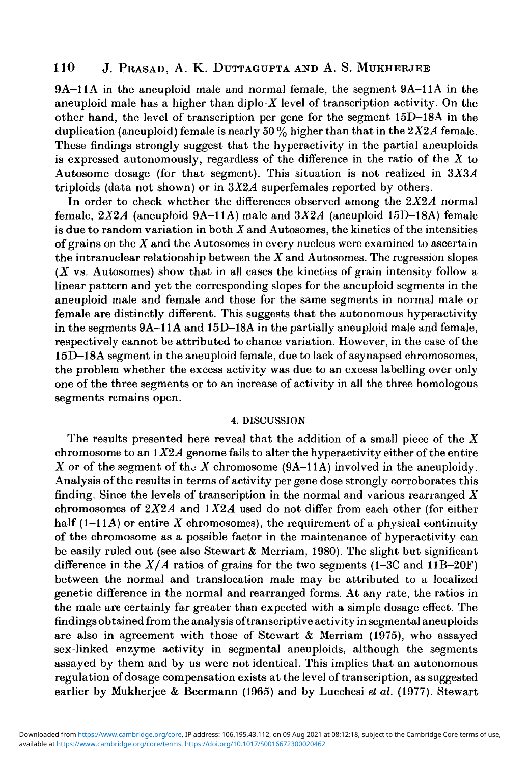9A–11A in the aneuploid male and normal female, the segment 9A–11A in the aneuploid male has a higher than diplo-$X$ level of transcription activity. On the other hand, the level of transcription per gene for the segment 15D–18A in the duplication (aneuploid) female is nearly 50 % higher than that in the $2X2A$ female. These findings strongly suggest that the hyperactivity in the partial aneuploids is expressed autonomously, regardless of the difference in the ratio of the $X$ to Autosome dosage (for that segment). This situation is not realized in $3X3A$ triploids (data not shown) or in $3X2A$ superfemales reported by others.

In order to check whether the differences observed among the $2X2A$ normal female, $2X2A$ (aneuploid 9A–11A) male and $3X2A$ (aneuploid 15D–18A) female is due to random variation in both $X$ and Autosomes, the kinetics of the intensities of grains on the $X$ and the Autosomes in every nucleus were examined to ascertain the intranuclear relationship between the $X$ and Autosomes. The regression slopes ($X$ vs. Autosomes) show that in all cases the kinetics of grain intensity follow a linear pattern and yet the corresponding slopes for the aneuploid segments in the aneuploid male and female and those for the same segments in normal male or female are distinctly different. This suggests that the autonomous hyperactivity in the segments 9A–11A and 15D–18A in the partially aneuploid male and female, respectively cannot be attributed to chance variation. However, in the case of the 15D–18A segment in the aneuploid female, due to lack of asynapsed chromosomes, the problem whether the excess activity was due to an excess labelling over only one of the three segments or to an increase of activity in all the three homologous segments remains open.

## 4. DISCUSSION

The results presented here reveal that the addition of a small piece of the $X$ chromosome to an $1X2A$ genome fails to alter the hyperactivity either of the entire $X$ or of the segment of the $X$ chromosome (9A–11A) involved in the aneuploidy. Analysis of the results in terms of activity per gene dose strongly corroborates this finding. Since the levels of transcription in the normal and various rearranged $X$ chromosomes of $2X2A$ and $1X2A$ used do not differ from each other (for either half (1–11A) or entire $X$ chromosomes), the requirement of a physical continuity of the chromosome as a possible factor in the maintenance of hyperactivity can be easily ruled out (see also Stewart & Merriam, 1980). The slight but significant difference in the $X/A$ ratios of grains for the two segments (1–3C and 11B–20F) between the normal and translocation male may be attributed to a localized genetic difference in the normal and rearranged forms. At any rate, the ratios in the male are certainly far greater than expected with a simple dosage effect. The findings obtained from the analysis of transcriptive activity in segmental aneuploids are also in agreement with those of Stewart & Merriam (1975), who assayed sex-linked enzyme activity in segmental aneuploids, although the segments assayed by them and by us were not identical. This implies that an autonomous regulation of dosage compensation exists at the level of transcription, as suggested earlier by Mukherjee & Beermann (1965) and by Lucchesi *et al.* (1977). Stewart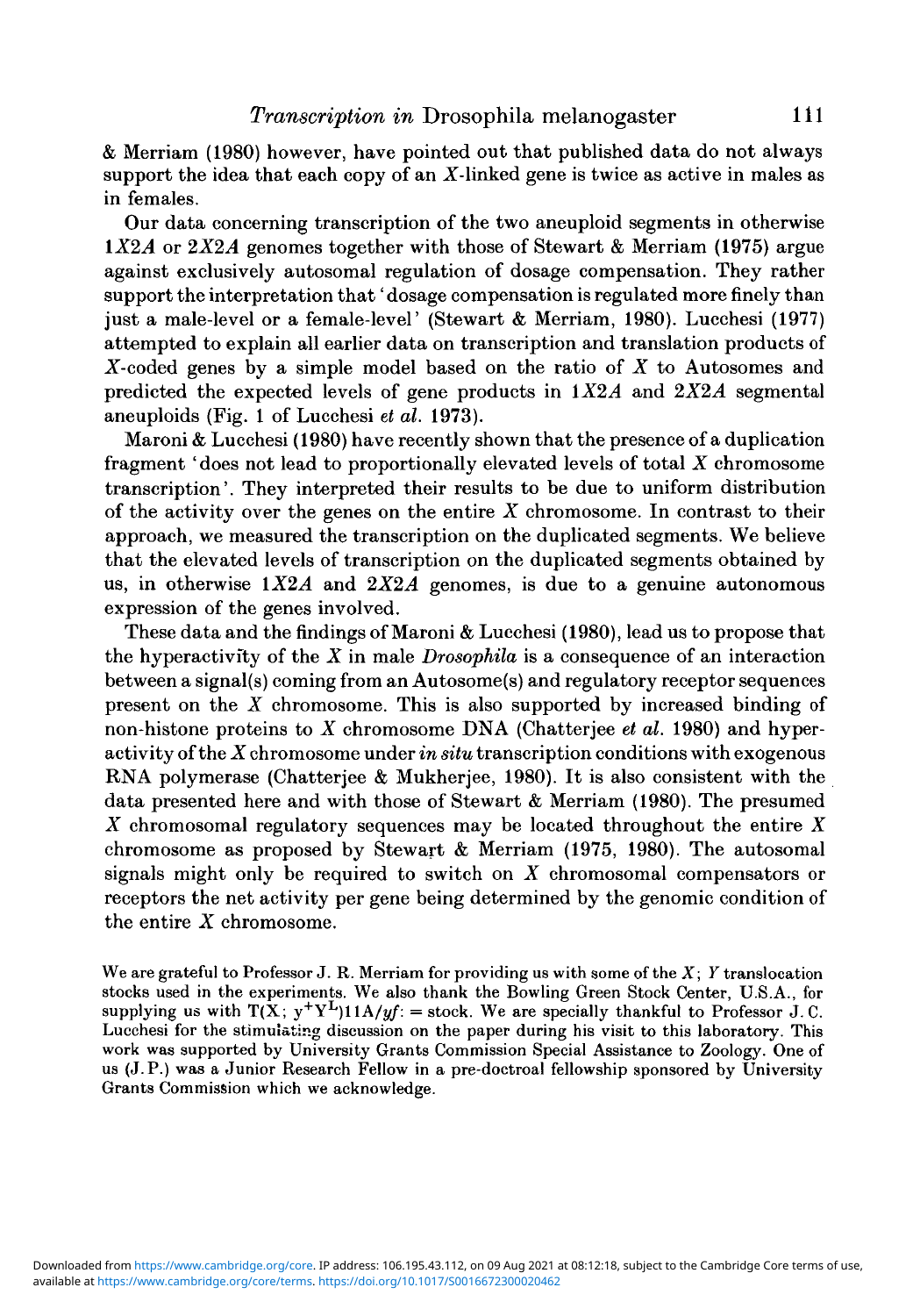& Merriam (1980) however, have pointed out that published data do not always support the idea that each copy of an *X*-linked gene is twice as active in males as in females.

Our data concerning transcription of the two aneuploid segments in otherwise *1X2A* or *2X2A* genomes together with those of Stewart & Merriam (1975) argue against exclusively autosomal regulation of dosage compensation. They rather support the interpretation that 'dosage compensation is regulated more finely than just a male-level or a female-level' (Stewart & Merriam, 1980). Lucchesi (1977) attempted to explain all earlier data on transcription and translation products of *X*-coded genes by a simple model based on the ratio of *X* to Autosomes and predicted the expected levels of gene products in *1X2A* and *2X2A* segmental aneuploids (Fig. 1 of Lucchesi *et al.* 1973).

Maroni & Lucchesi (1980) have recently shown that the presence of a duplication fragment 'does not lead to proportionally elevated levels of total *X* chromosome transcription'. They interpreted their results to be due to uniform distribution of the activity over the genes on the entire *X* chromosome. In contrast to their approach, we measured the transcription on the duplicated segments. We believe that the elevated levels of transcription on the duplicated segments obtained by us, in otherwise *1X2A* and *2X2A* genomes, is due to a genuine autonomous expression of the genes involved.

These data and the findings of Maroni & Lucchesi (1980), lead us to propose that the hyperactivity of the *X* in male *Drosophila* is a consequence of an interaction between a signal(s) coming from an Autosome(s) and regulatory receptor sequences present on the *X* chromosome. This is also supported by increased binding of non-histone proteins to *X* chromosome DNA (Chatterjee *et al.* 1980) and hyperactivity of the *X* chromosome under *in situ* transcription conditions with exogenous RNA polymerase (Chatterjee & Mukherjee, 1980). It is also consistent with the data presented here and with those of Stewart & Merriam (1980). The presumed *X* chromosomal regulatory sequences may be located throughout the entire *X* chromosome as proposed by Stewart & Merriam (1975, 1980). The autosomal signals might only be required to switch on *X* chromosomal compensators or receptors the net activity per gene being determined by the genomic condition of the entire *X* chromosome.

We are grateful to Professor J. R. Merriam for providing us with some of the *X*; *Y* translocation stocks used in the experiments. We also thank the Bowling Green Stock Center, U.S.A., for supplying us with T(X; $y^{+}Y^{L}$)11A/*yf*: = stock. We are specially thankful to Professor J. C. Lucchesi for the stimulating discussion on the paper during his visit to this laboratory. This work was supported by University Grants Commission Special Assistance to Zoology. One of us (J.P.) was a Junior Research Fellow in a pre-doctroal fellowship sponsored by University Grants Commission which we acknowledge.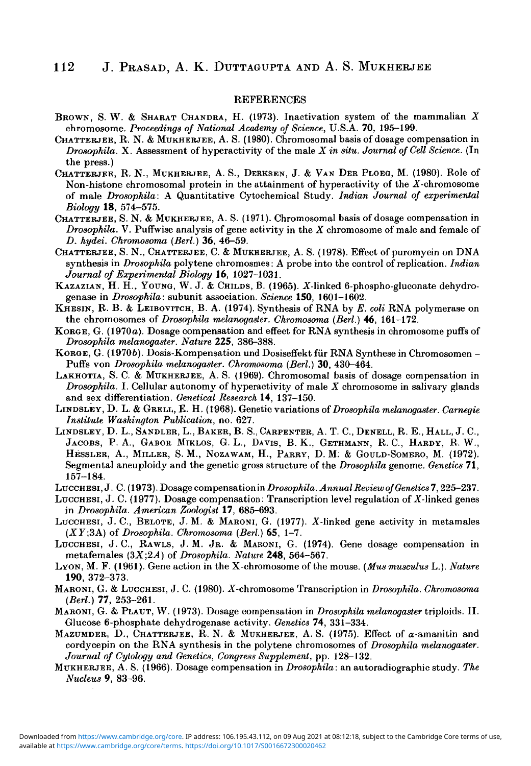## REFERENCES

BROWN, S. W. & SHARAT CHANDRA, H. (1973). Inactivation system of the mammalian *X* chromosome. *Proceedings of National Academy of Science*, U.S.A. **70**, 195–199.

CHATTERJEE, R. N. & MUKHERJEE, A. S. (1980). Chromosomal basis of dosage compensation in *Drosophila*. X. Assessment of hyperactivity of the male *X in situ*. *Journal of Cell Science*. (In the press.)

CHATTERJEE, R. N., MUKHERJEE, A. S., DERKSEN, J. & VAN DER PLOEG, M. (1980). Role of Non-histone chromosomal protein in the attainment of hyperactivity of the *X*-chromosome of male *Drosophila*: A Quantitative Cytochemical Study. *Indian Journal of experimental Biology* **18**, 574–575.

CHATTERJEE, S. N. & MUKHERJEE, A. S. (1971). Chromosomal basis of dosage compensation in *Drosophila*. V. Puffwise analysis of gene activity in the *X* chromosome of male and female of *D. hydei*. *Chromosoma (Berl.)* **36**, 46–59.

CHATTERJEE, S. N., CHATTERJEE, C. & MUKHERJEE, A. S. (1978). Effect of puromycin on DNA synthesis in *Drosophila* polytene chromosmes: A probe into the control of replication. *Indian Journal of Experimental Biology* **16**, 1027–1031.

KAZAZIAN, H. H., YOUNG, W. J. & CHILDS, B. (1965). *X*-linked 6-phospho-gluconate dehydrogenase in *Drosophila*: subunit association. *Science* **150**, 1601–1602.

KHESIN, R. B. & LEIBOVITCH, B. A. (1974). Synthesis of RNA by *E. coli* RNA polymerase on the chromosomes of *Drosophila melanogaster*. *Chromosoma (Berl.)* **46**, 161–172.

KORGE, G. (1970*a*). Dosage compensation and effect for RNA synthesis in chromosome puffs of *Drosophila melanogaster*. *Nature* **225**, 386–388.

KORGE, G. (1970*b*). Dosis-Kompensation und Dosiseffekt für RNA Synthese in Chromosomen – Puffs von *Drosophila melanogaster*. *Chromosoma (Berl.)* **30**, 430–464.

LAKHOTIA, S. C. & MUKHERJEE, A. S. (1969). Chromosomal basis of dosage compensation in *Drosophila*. I. Cellular autonomy of hyperactivity of male *X* chromosome in salivary glands and sex differentiation. *Genetical Research* **14**, 137–150.

LINDSLEY, D. L. & GRELL, E. H. (1968). Genetic variations of *Drosophila melanogaster*. *Carnegie Institute Washington Publication*, no. 627.

LINDSLEY, D. L., SANDLER, L., BAKER, B. S., CARPENTER, A. T. C., DENELL, R. E., HALL, J. C., JACOBS, P. A., GABOR MIKLOS, G. L., DAVIS, B. K., GETHMANN, R. C., HARDY, R. W., HESSLER, A., MILLER, S. M., NOZAWAM, H., PARRY, D. M. & GOULD-SOMERO, M. (1972). Segmental aneuploidy and the genetic gross structure of the *Drosophila* genome. *Genetics* **71**, 157–184.

LUCCHESI, J. C. (1973). Dosage compensation in *Drosophila*. *Annual Review of Genetics* **7**, 225–237.

LUCCHESI, J. C. (1977). Dosage compensation: Transcription level regulation of *X*-linked genes in *Drosophila*. *American Zoologist* **17**, 685–693.

LUCCHESI, J. C., BELOTE, J. M. & MARONI, G. (1977). *X*-linked gene activity in metamales (*XY*;3*A*) of *Drosophila*. *Chromosoma (Berl.)* **65**, 1–7.

LUCCHESI, J. C., RAWLS, J. M. JR. & MARONI, G. (1974). Gene dosage compensation in metafemales (3*X*;2*A*) of *Drosophila*. *Nature* **248**, 564–567.

LYON, M. F. (1961). Gene action in the X-chromosome of the mouse. (*Mus musculus* L.). *Nature* **190**, 372–373.

MARONI, G. & LUCCHESI, J. C. (1980). *X*-chromosome Transcription in *Drosophila*. *Chromosoma (Berl.)* **77**, 253–261.

MARONI, G. & PLAUT, W. (1973). Dosage compensation in *Drosophila melanogaster* triploids. II. Glucose 6-phosphate dehydrogenase activity. *Genetics* **74**, 331–334.

MAZUMDER, D., CHATTERJEE, R. N. & MUKHERJEE, A. S. (1975). Effect of $\alpha$-amanitin and cordycepin on the RNA synthesis in the polytene chromosomes of *Drosophila melanogaster*. *Journal of Cytology and Genetics, Congress Supplement*, pp. 128–132.

MUKHERJEE, A. S. (1966). Dosage compensation in *Drosophila*: an autoradiographic study. *The Nucleus* **9**, 83–96.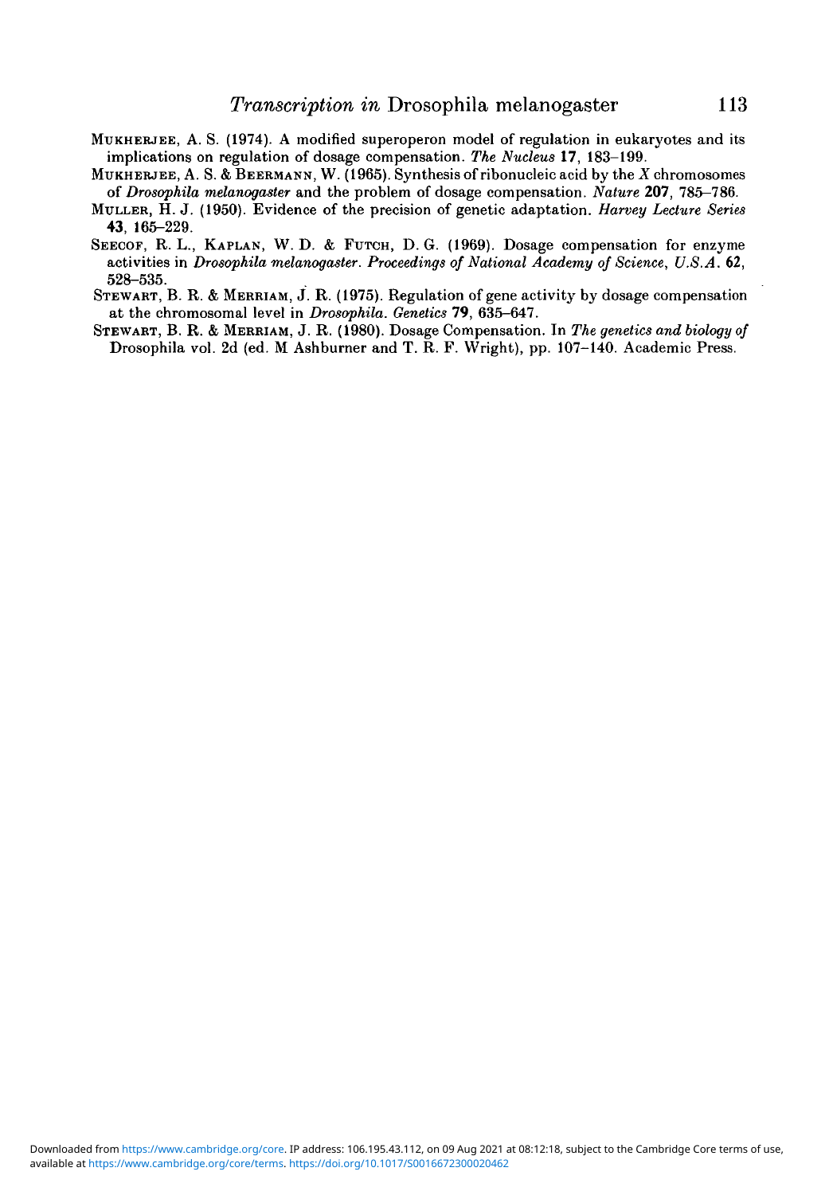MUKHERJEE, A. S. (1974). A modified superoperon model of regulation in eukaryotes and its implications on regulation of dosage compensation. *The Nucleus* **17**, 183–199.

MUKHERJEE, A. S. & BEERMANN, W. (1965). Synthesis of ribonucleic acid by the *X* chromosomes of *Drosophila melanogaster* and the problem of dosage compensation. *Nature* **207**, 785–786.

MULLER, H. J. (1950). Evidence of the precision of genetic adaptation. *Harvey Lecture Series* **43**, 165–229.

SEECOF, R. L., KAPLAN, W. D. & FUTCH, D. G. (1969). Dosage compensation for enzyme activities in *Drosophila melanogaster*. *Proceedings of National Academy of Science, U.S.A.* **62**, 528–535.

STEWART, B. R. & MERRIAM, J. R. (1975). Regulation of gene activity by dosage compensation at the chromosomal level in *Drosophila*. *Genetics* **79**, 635–647.

STEWART, B. R. & MERRIAM, J. R. (1980). Dosage Compensation. In *The genetics and biology of* Drosophila vol. 2d (ed. M Ashburner and T. R. F. Wright), pp. 107–140. Academic Press.